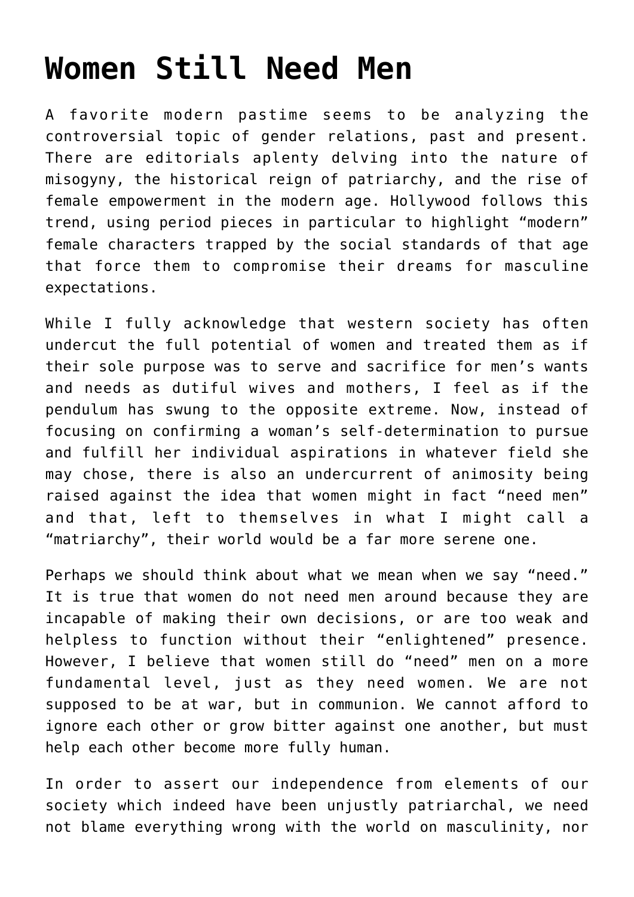# Women Still Need Men

A favorite modern pastime seems to be analyzing the controversial topic of gender relations, past and present. There are editorials aplenty delving into the nature of misogyny, the historical reign of patriarchy, and the rise of female empowerment in the modern age. Hollywood follows this trend, using period pieces in particular to highlight "modern" female characters trapped by the social standards of that age that force them to compromise their dreams for masculine expectations.

While I fully acknowledge that western society has often undercut the full potential of women and treated them as if their sole purpose was to serve and sacrifice for men's wants and needs as dutiful wives and mothers, I feel as if the pendulum has swung to the opposite extreme. Now, instead of focusing on confirming a woman's self-determination to pursue and fulfill her individual aspirations in whatever field she may chose, there is also an undercurrent of animosity being raised against the idea that women might in fact "need men" and that, left to themselves in what I might call a "matriarchy", their world would be a far more serene one.

Perhaps we should think about what we mean when we say "need." It is true that women do not need men around because they are incapable of making their own decisions, or are too weak and helpless to function without their "enlightened" presence. However, I believe that women still do "need" men on a more fundamental level, just as they need women. We are not supposed to be at war, but in communion. We cannot afford to ignore each other or grow bitter against one another, but must help each other become more fully human.

In order to assert our independence from elements of our society which indeed have been unjustly patriarchal, we need not blame everything wrong with the world on masculinity, nor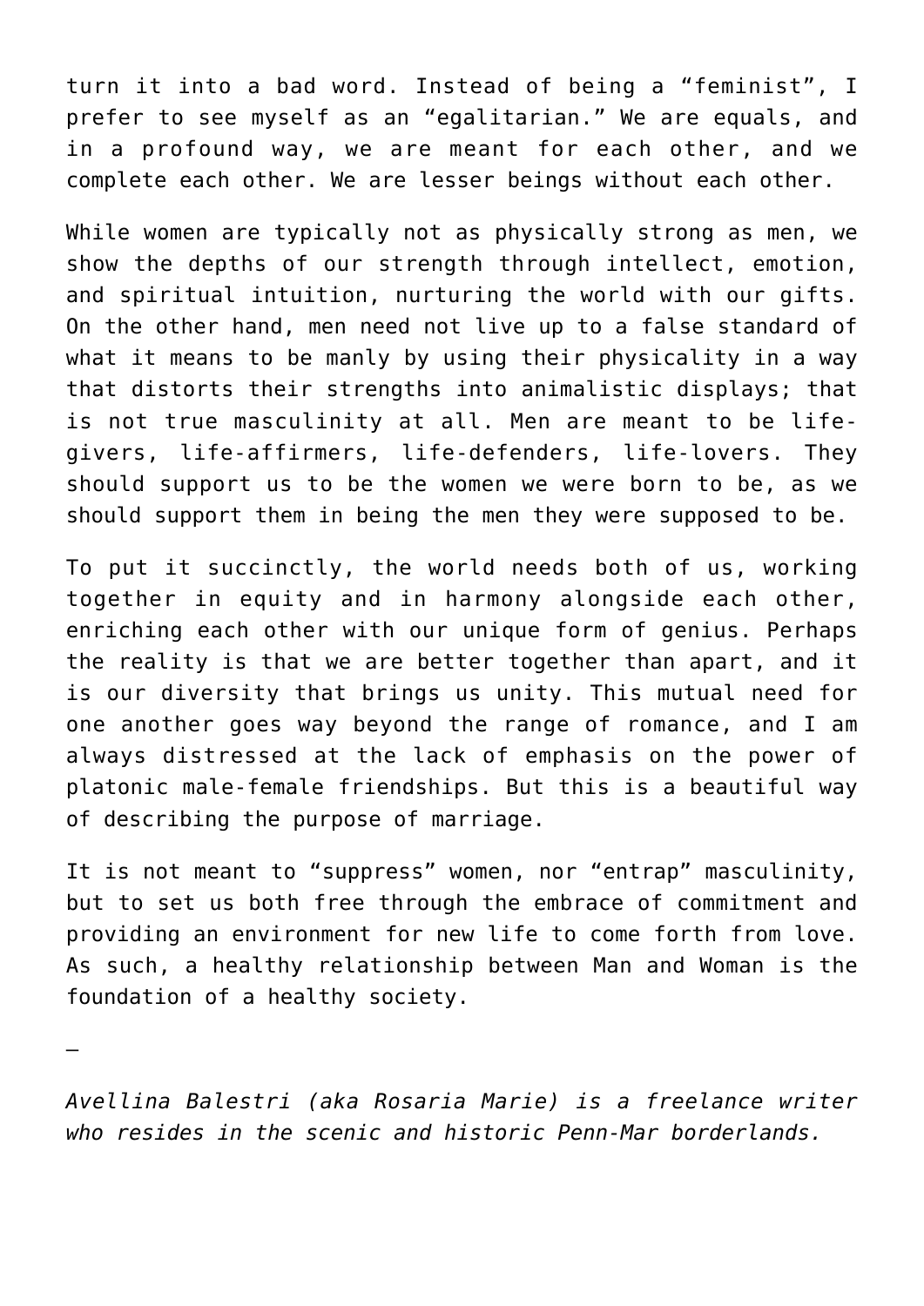turn it into a bad word. Instead of being a "feminist", I prefer to see myself as an "egalitarian." We are equals, and in a profound way, we are meant for each other, and we complete each other. We are lesser beings without each other.

While women are typically not as physically strong as men, we show the depths of our strength through intellect, emotion, and spiritual intuition, nurturing the world with our gifts. On the other hand, men need not live up to a false standard of what it means to be manly by using their physicality in a way that distorts their strengths into animalistic displays; that is not true masculinity at all. Men are meant to be life-givers, life-affirmers, life-defenders, life-lovers. They should support us to be the women we were born to be, as we should support them in being the men they were supposed to be.

To put it succinctly, the world needs both of us, working together in equity and in harmony alongside each other, enriching each other with our unique form of genius. Perhaps the reality is that we are better together than apart, and it is our diversity that brings us unity. This mutual need for one another goes way beyond the range of romance, and I am always distressed at the lack of emphasis on the power of platonic male-female friendships. But this is a beautiful way of describing the purpose of marriage.

It is not meant to "suppress" women, nor "entrap" masculinity, but to set us both free through the embrace of commitment and providing an environment for new life to come forth from love. As such, a healthy relationship between Man and Woman is the foundation of a healthy society.

—

*Avellina Balestri (aka Rosaria Marie) is a freelance writer who resides in the scenic and historic Penn-Mar borderlands.*